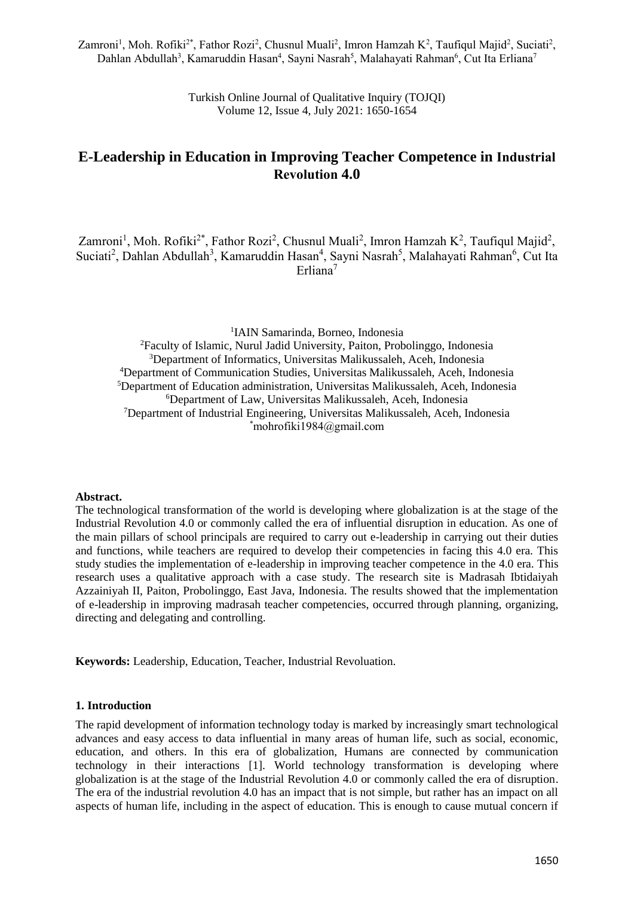# E-Leadership in Education in Improving Teacher Competence in Industrial Revolution 4.0

Zamroni[1], Moh. Rofiki[2*], Fathor Rozi[2], Chusnul Muali[2], Imron Hamzah K[2], Taufiqul Majid[2], Suciati[2], Dahlan Abdullah[3], Kamaruddin Hasan[4], Sayni Nasrah[5], Malahayati Rahman[6], Cut Ita Erliana[7]

[1]IAIN Samarinda, Borneo, Indonesia
[2]Faculty of Islamic, Nurul Jadid University, Paiton, Probolinggo, Indonesia
[3]Department of Informatics, Universitas Malikussaleh, Aceh, Indonesia
[4]Department of Communication Studies, Universitas Malikussaleh, Aceh, Indonesia
[5]Department of Education administration, Universitas Malikussaleh, Aceh, Indonesia
[6]Department of Law, Universitas Malikussaleh, Aceh, Indonesia
[7]Department of Industrial Engineering, Universitas Malikussaleh, Aceh, Indonesia
[*]mohrofiki1984@gmail.com

**Abstract.**
The technological transformation of the world is developing where globalization is at the stage of the Industrial Revolution 4.0 or commonly called the era of influential disruption in education. As one of the main pillars of school principals are required to carry out e-leadership in carrying out their duties and functions, while teachers are required to develop their competencies in facing this 4.0 era. This study studies the implementation of e-leadership in improving teacher competence in the 4.0 era. This research uses a qualitative approach with a case study. The research site is Madrasah Ibtidaiyah Azzainiyah II, Paiton, Probolinggo, East Java, Indonesia. The results showed that the implementation of e-leadership in improving madrasah teacher competencies, occurred through planning, organizing, directing and delegating and controlling.

**Keywords:** Leadership, Education, Teacher, Industrial Revoluation.

## 1. Introduction

The rapid development of information technology today is marked by increasingly smart technological advances and easy access to data influential in many areas of human life, such as social, economic, education, and others. In this era of globalization, Humans are connected by communication technology in their interactions [1]. World technology transformation is developing where globalization is at the stage of the Industrial Revolution 4.0 or commonly called the era of disruption. The era of the industrial revolution 4.0 has an impact that is not simple, but rather has an impact on all aspects of human life, including in the aspect of education. This is enough to cause mutual concern if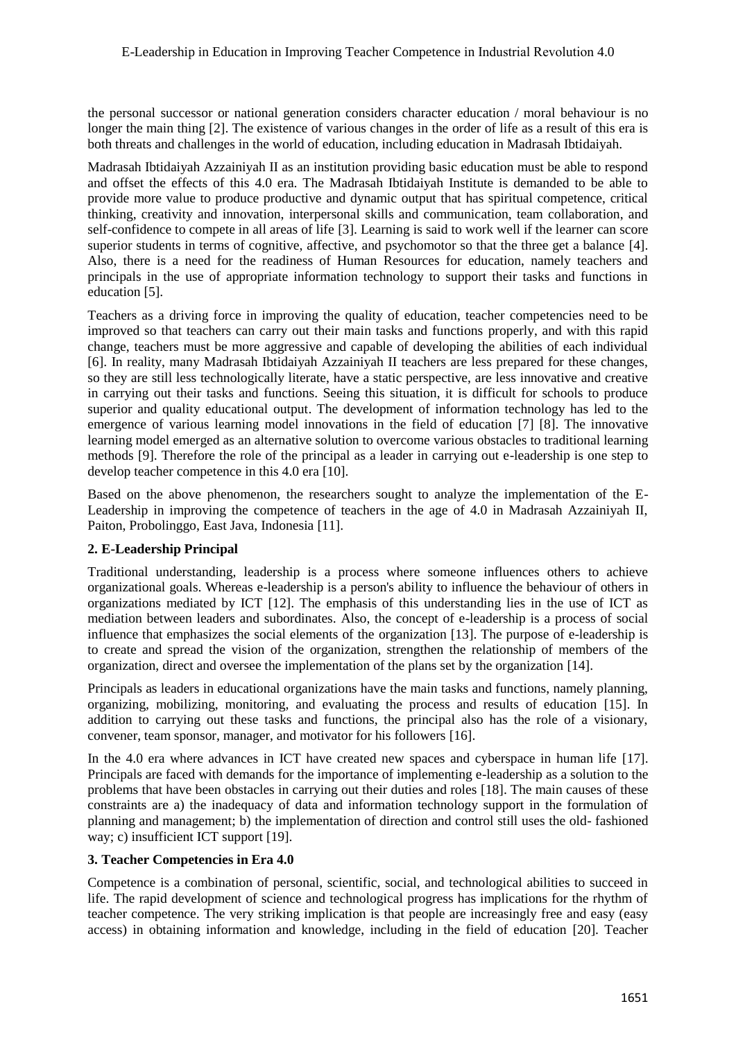the personal successor or national generation considers character education / moral behaviour is no longer the main thing [2]. The existence of various changes in the order of life as a result of this era is both threats and challenges in the world of education, including education in Madrasah Ibtidaiyah.

Madrasah Ibtidaiyah Azzainiyah II as an institution providing basic education must be able to respond and offset the effects of this 4.0 era. The Madrasah Ibtidaiyah Institute is demanded to be able to provide more value to produce productive and dynamic output that has spiritual competence, critical thinking, creativity and innovation, interpersonal skills and communication, team collaboration, and self-confidence to compete in all areas of life [3]. Learning is said to work well if the learner can score superior students in terms of cognitive, affective, and psychomotor so that the three get a balance [4]. Also, there is a need for the readiness of Human Resources for education, namely teachers and principals in the use of appropriate information technology to support their tasks and functions in education [5].

Teachers as a driving force in improving the quality of education, teacher competencies need to be improved so that teachers can carry out their main tasks and functions properly, and with this rapid change, teachers must be more aggressive and capable of developing the abilities of each individual [6]. In reality, many Madrasah Ibtidaiyah Azzainiyah II teachers are less prepared for these changes, so they are still less technologically literate, have a static perspective, are less innovative and creative in carrying out their tasks and functions. Seeing this situation, it is difficult for schools to produce superior and quality educational output. The development of information technology has led to the emergence of various learning model innovations in the field of education [7] [8]. The innovative learning model emerged as an alternative solution to overcome various obstacles to traditional learning methods [9]. Therefore the role of the principal as a leader in carrying out e-leadership is one step to develop teacher competence in this 4.0 era [10].

Based on the above phenomenon, the researchers sought to analyze the implementation of the E-Leadership in improving the competence of teachers in the age of 4.0 in Madrasah Azzainiyah II, Paiton, Probolinggo, East Java, Indonesia [11].

## 2. E-Leadership Principal

Traditional understanding, leadership is a process where someone influences others to achieve organizational goals. Whereas e-leadership is a person's ability to influence the behaviour of others in organizations mediated by ICT [12]. The emphasis of this understanding lies in the use of ICT as mediation between leaders and subordinates. Also, the concept of e-leadership is a process of social influence that emphasizes the social elements of the organization [13]. The purpose of e-leadership is to create and spread the vision of the organization, strengthen the relationship of members of the organization, direct and oversee the implementation of the plans set by the organization [14].

Principals as leaders in educational organizations have the main tasks and functions, namely planning, organizing, mobilizing, monitoring, and evaluating the process and results of education [15]. In addition to carrying out these tasks and functions, the principal also has the role of a visionary, convener, team sponsor, manager, and motivator for his followers [16].

In the 4.0 era where advances in ICT have created new spaces and cyberspace in human life [17]. Principals are faced with demands for the importance of implementing e-leadership as a solution to the problems that have been obstacles in carrying out their duties and roles [18]. The main causes of these constraints are a) the inadequacy of data and information technology support in the formulation of planning and management; b) the implementation of direction and control still uses the old- fashioned way; c) insufficient ICT support [19].

## 3. Teacher Competencies in Era 4.0

Competence is a combination of personal, scientific, social, and technological abilities to succeed in life. The rapid development of science and technological progress has implications for the rhythm of teacher competence. The very striking implication is that people are increasingly free and easy (easy access) in obtaining information and knowledge, including in the field of education [20]. Teacher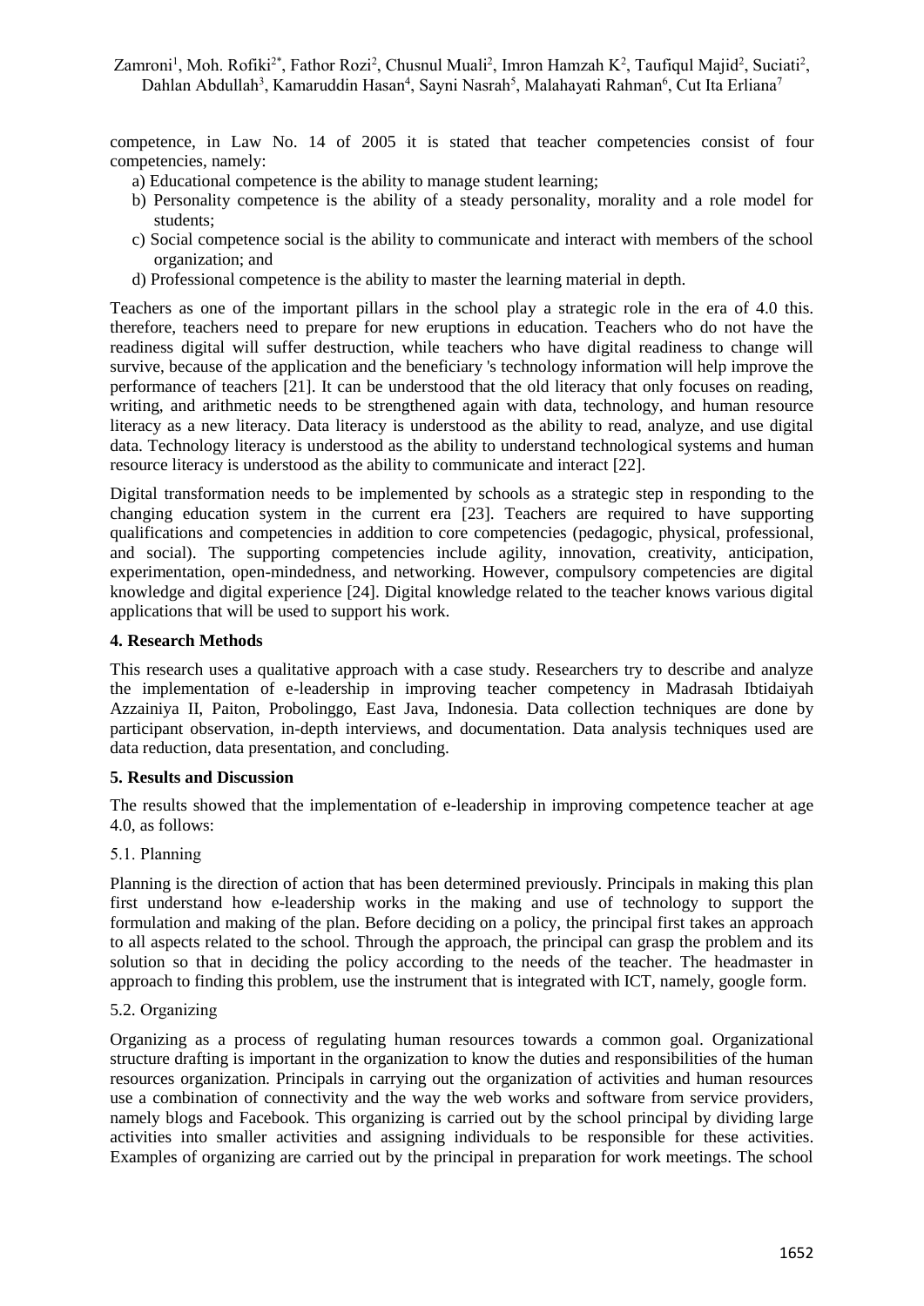competence, in Law No. 14 of 2005 it is stated that teacher competencies consist of four competencies, namely:

a) Educational competence is the ability to manage student learning;
b) Personality competence is the ability of a steady personality, morality and a role model for students;
c) Social competence social is the ability to communicate and interact with members of the school organization; and
d) Professional competence is the ability to master the learning material in depth.

Teachers as one of the important pillars in the school play a strategic role in the era of 4.0 this. therefore, teachers need to prepare for new eruptions in education. Teachers who do not have the readiness digital will suffer destruction, while teachers who have digital readiness to change will survive, because of the application and the beneficiary 's technology information will help improve the performance of teachers [21]. It can be understood that the old literacy that only focuses on reading, writing, and arithmetic needs to be strengthened again with data, technology, and human resource literacy as a new literacy. Data literacy is understood as the ability to read, analyze, and use digital data. Technology literacy is understood as the ability to understand technological systems and human resource literacy is understood as the ability to communicate and interact [22].

Digital transformation needs to be implemented by schools as a strategic step in responding to the changing education system in the current era [23]. Teachers are required to have supporting qualifications and competencies in addition to core competencies (pedagogic, physical, professional, and social). The supporting competencies include agility, innovation, creativity, anticipation, experimentation, open-mindedness, and networking. However, compulsory competencies are digital knowledge and digital experience [24]. Digital knowledge related to the teacher knows various digital applications that will be used to support his work.

## 4. Research Methods

This research uses a qualitative approach with a case study. Researchers try to describe and analyze the implementation of e-leadership in improving teacher competency in Madrasah Ibtidaiyah Azzainiya II, Paiton, Probolinggo, East Java, Indonesia. Data collection techniques are done by participant observation, in-depth interviews, and documentation. Data analysis techniques used are data reduction, data presentation, and concluding.

## 5. Results and Discussion

The results showed that the implementation of e-leadership in improving competence teacher at age 4.0, as follows:

### 5.1. Planning

Planning is the direction of action that has been determined previously. Principals in making this plan first understand how e-leadership works in the making and use of technology to support the formulation and making of the plan. Before deciding on a policy, the principal first takes an approach to all aspects related to the school. Through the approach, the principal can grasp the problem and its solution so that in deciding the policy according to the needs of the teacher. The headmaster in approach to finding this problem, use the instrument that is integrated with ICT, namely, google form.

### 5.2. Organizing

Organizing as a process of regulating human resources towards a common goal. Organizational structure drafting is important in the organization to know the duties and responsibilities of the human resources organization. Principals in carrying out the organization of activities and human resources use a combination of connectivity and the way the web works and software from service providers, namely blogs and Facebook. This organizing is carried out by the school principal by dividing large activities into smaller activities and assigning individuals to be responsible for these activities. Examples of organizing are carried out by the principal in preparation for work meetings. The school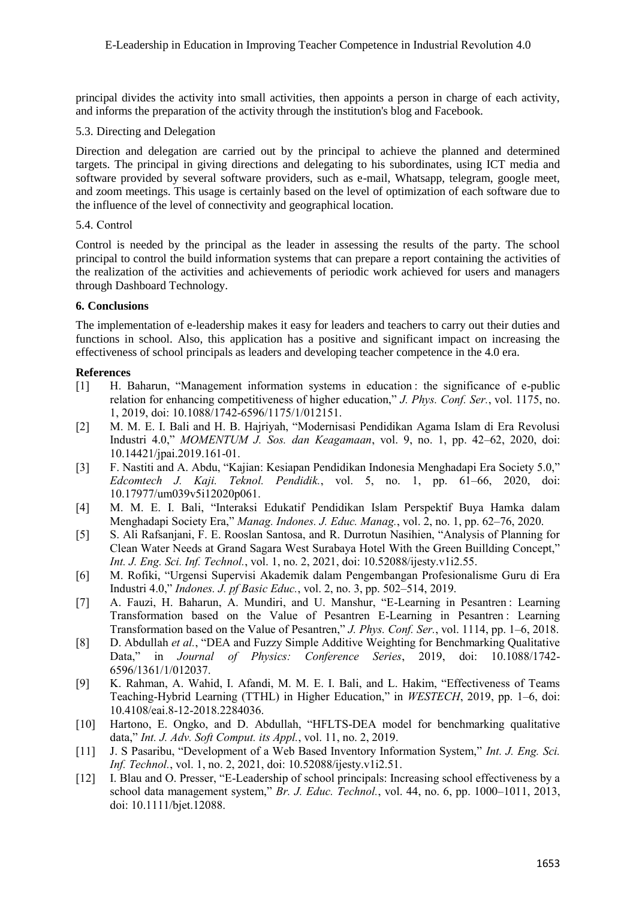principal divides the activity into small activities, then appoints a person in charge of each activity, and informs the preparation of the activity through the institution's blog and Facebook.

### 5.3. Directing and Delegation

Direction and delegation are carried out by the principal to achieve the planned and determined targets. The principal in giving directions and delegating to his subordinates, using ICT media and software provided by several software providers, such as e-mail, Whatsapp, telegram, google meet, and zoom meetings. This usage is certainly based on the level of optimization of each software due to the influence of the level of connectivity and geographical location.

### 5.4. Control

Control is needed by the principal as the leader in assessing the results of the party. The school principal to control the build information systems that can prepare a report containing the activities of the realization of the activities and achievements of periodic work achieved for users and managers through Dashboard Technology.

## 6. Conclusions

The implementation of e-leadership makes it easy for leaders and teachers to carry out their duties and functions in school. Also, this application has a positive and significant impact on increasing the effectiveness of school principals as leaders and developing teacher competence in the 4.0 era.

## References

[1] H. Baharun, "Management information systems in education : the significance of e-public relation for enhancing competitiveness of higher education," *J. Phys. Conf. Ser.*, vol. 1175, no. 1, 2019, doi: 10.1088/1742-6596/1175/1/012151.

[2] M. M. E. I. Bali and H. B. Hajriyah, "Modernisasi Pendidikan Agama Islam di Era Revolusi Industri 4.0," *MOMENTUM J. Sos. dan Keagamaan*, vol. 9, no. 1, pp. 42–62, 2020, doi: 10.14421/jpai.2019.161-01.

[3] F. Nastiti and A. Abdu, "Kajian: Kesiapan Pendidikan Indonesia Menghadapi Era Society 5.0," *Edcomtech J. Kaji. Teknol. Pendidik.*, vol. 5, no. 1, pp. 61–66, 2020, doi: 10.17977/um039v5i12020p061.

[4] M. M. E. I. Bali, "Interaksi Edukatif Pendidikan Islam Perspektif Buya Hamka dalam Menghadapi Society Era," *Manag. Indones. J. Educ. Manag.*, vol. 2, no. 1, pp. 62–76, 2020.

[5] S. Ali Rafsanjani, F. E. Rooslan Santosa, and R. Durrotun Nasihien, "Analysis of Planning for Clean Water Needs at Grand Sagara West Surabaya Hotel With the Green Buillding Concept," *Int. J. Eng. Sci. Inf. Technol.*, vol. 1, no. 2, 2021, doi: 10.52088/ijesty.v1i2.55.

[6] M. Rofiki, "Urgensi Supervisi Akademik dalam Pengembangan Profesionalisme Guru di Era Industri 4.0," *Indones. J. pf Basic Educ.*, vol. 2, no. 3, pp. 502–514, 2019.

[7] A. Fauzi, H. Baharun, A. Mundiri, and U. Manshur, "E-Learning in Pesantren : Learning Transformation based on the Value of Pesantren E-Learning in Pesantren : Learning Transformation based on the Value of Pesantren," *J. Phys. Conf. Ser.*, vol. 1114, pp. 1–6, 2018.

[8] D. Abdullah *et al.*, "DEA and Fuzzy Simple Additive Weighting for Benchmarking Qualitative Data," in *Journal of Physics: Conference Series*, 2019, doi: 10.1088/1742-6596/1361/1/012037.

[9] K. Rahman, A. Wahid, I. Afandi, M. M. E. I. Bali, and L. Hakim, "Effectiveness of Teams Teaching-Hybrid Learning (TTHL) in Higher Education," in *WESTECH*, 2019, pp. 1–6, doi: 10.4108/eai.8-12-2018.2284036.

[10] Hartono, E. Ongko, and D. Abdullah, "HFLTS-DEA model for benchmarking qualitative data," *Int. J. Adv. Soft Comput. its Appl.*, vol. 11, no. 2, 2019.

[11] J. S Pasaribu, "Development of a Web Based Inventory Information System," *Int. J. Eng. Sci. Inf. Technol.*, vol. 1, no. 2, 2021, doi: 10.52088/ijesty.v1i2.51.

[12] I. Blau and O. Presser, "E-Leadership of school principals: Increasing school effectiveness by a school data management system," *Br. J. Educ. Technol.*, vol. 44, no. 6, pp. 1000–1011, 2013, doi: 10.1111/bjet.12088.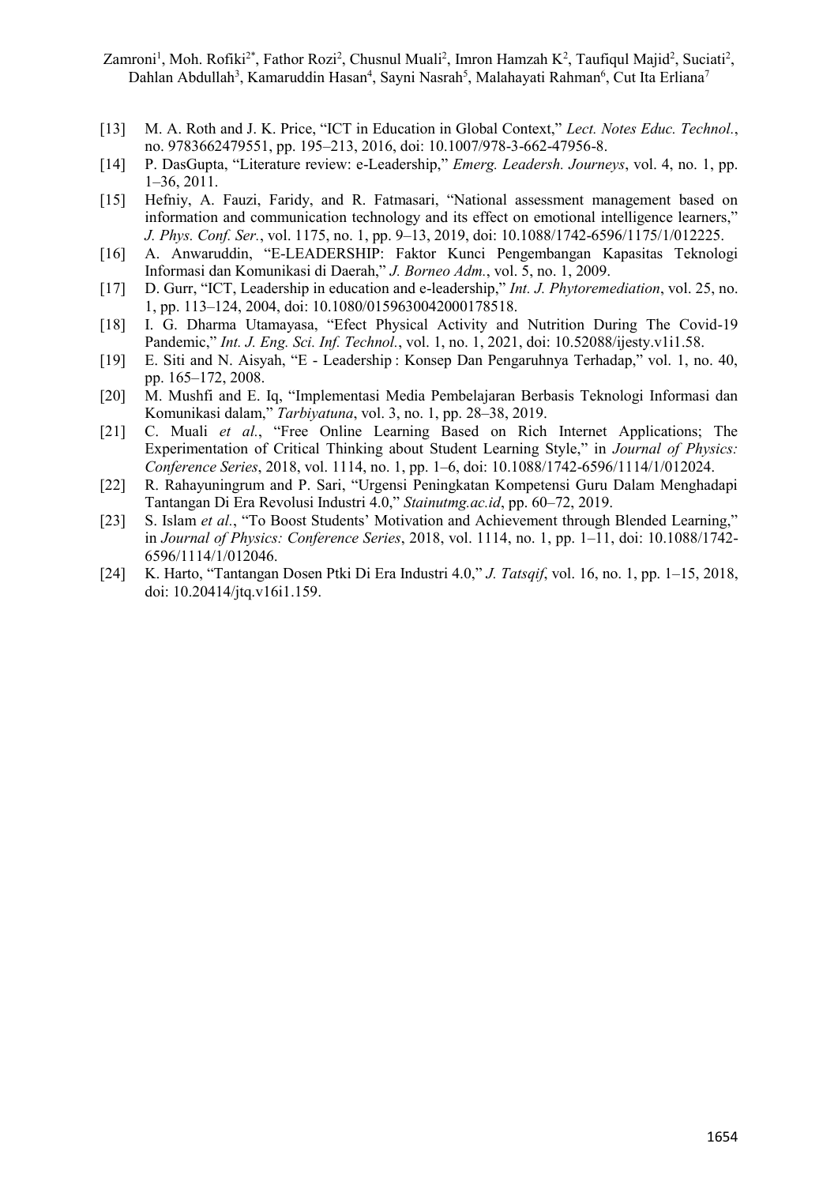[13] M. A. Roth and J. K. Price, "ICT in Education in Global Context," *Lect. Notes Educ. Technol.*, no. 9783662479551, pp. 195–213, 2016, doi: 10.1007/978-3-662-47956-8.

[14] P. DasGupta, "Literature review: e-Leadership," *Emerg. Leadersh. Journeys*, vol. 4, no. 1, pp. 1–36, 2011.

[15] Hefniy, A. Fauzi, Faridy, and R. Fatmasari, "National assessment management based on information and communication technology and its effect on emotional intelligence learners," *J. Phys. Conf. Ser.*, vol. 1175, no. 1, pp. 9–13, 2019, doi: 10.1088/1742-6596/1175/1/012225.

[16] A. Anwaruddin, "E-LEADERSHIP: Faktor Kunci Pengembangan Kapasitas Teknologi Informasi dan Komunikasi di Daerah," *J. Borneo Adm.*, vol. 5, no. 1, 2009.

[17] D. Gurr, "ICT, Leadership in education and e-leadership," *Int. J. Phytoremediation*, vol. 25, no. 1, pp. 113–124, 2004, doi: 10.1080/0159630042000178518.

[18] I. G. Dharma Utamayasa, "Efect Physical Activity and Nutrition During The Covid-19 Pandemic," *Int. J. Eng. Sci. Inf. Technol.*, vol. 1, no. 1, 2021, doi: 10.52088/ijesty.v1i1.58.

[19] E. Siti and N. Aisyah, "E - Leadership : Konsep Dan Pengaruhnya Terhadap," vol. 1, no. 40, pp. 165–172, 2008.

[20] M. Mushfi and E. Iq, "Implementasi Media Pembelajaran Berbasis Teknologi Informasi dan Komunikasi dalam," *Tarbiyatuna*, vol. 3, no. 1, pp. 28–38, 2019.

[21] C. Muali *et al.*, "Free Online Learning Based on Rich Internet Applications; The Experimentation of Critical Thinking about Student Learning Style," in *Journal of Physics: Conference Series*, 2018, vol. 1114, no. 1, pp. 1–6, doi: 10.1088/1742-6596/1114/1/012024.

[22] R. Rahayuningrum and P. Sari, "Urgensi Peningkatan Kompetensi Guru Dalam Menghadapi Tantangan Di Era Revolusi Industri 4.0," *Stainutmg.ac.id*, pp. 60–72, 2019.

[23] S. Islam *et al.*, "To Boost Students' Motivation and Achievement through Blended Learning," in *Journal of Physics: Conference Series*, 2018, vol. 1114, no. 1, pp. 1–11, doi: 10.1088/1742-6596/1114/1/012046.

[24] K. Harto, "Tantangan Dosen Ptki Di Era Industri 4.0," *J. Tatsqif*, vol. 16, no. 1, pp. 1–15, 2018, doi: 10.20414/jtq.v16i1.159.